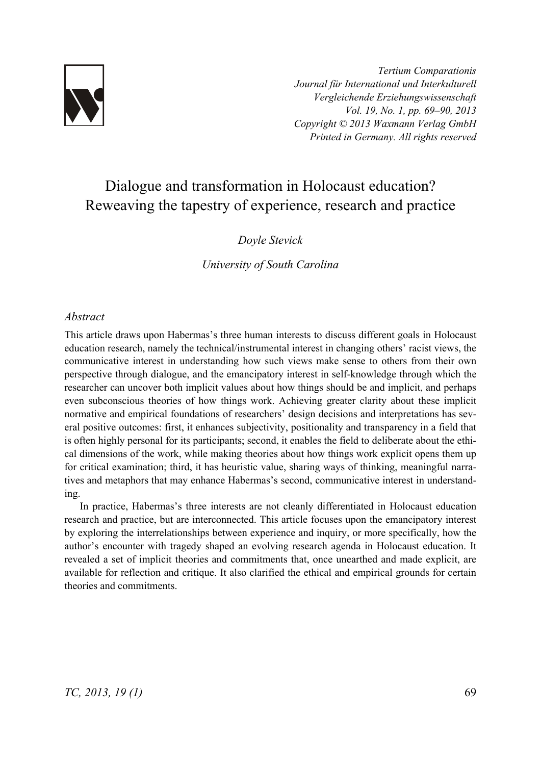*Tertium Comparationis*
*Journal für International und Interkulturell Vergleichende Erziehungswissenschaft*
*Vol. 19, No. 1, pp. 69–90, 2013*
*Copyright © 2013 Waxmann Verlag GmbH*
*Printed in Germany. All rights reserved*

# Dialogue and transformation in Holocaust education? Reweaving the tapestry of experience, research and practice

*Doyle Stevick*

*University of South Carolina*

## *Abstract*

This article draws upon Habermas's three human interests to discuss different goals in Holocaust education research, namely the technical/instrumental interest in changing others' racist views, the communicative interest in understanding how such views make sense to others from their own perspective through dialogue, and the emancipatory interest in self-knowledge through which the researcher can uncover both implicit values about how things should be and implicit, and perhaps even subconscious theories of how things work. Achieving greater clarity about these implicit normative and empirical foundations of researchers' design decisions and interpretations has several positive outcomes: first, it enhances subjectivity, positionality and transparency in a field that is often highly personal for its participants; second, it enables the field to deliberate about the ethical dimensions of the work, while making theories about how things work explicit opens them up for critical examination; third, it has heuristic value, sharing ways of thinking, meaningful narratives and metaphors that may enhance Habermas's second, communicative interest in understanding.

In practice, Habermas's three interests are not cleanly differentiated in Holocaust education research and practice, but are interconnected. This article focuses upon the emancipatory interest by exploring the interrelationships between experience and inquiry, or more specifically, how the author's encounter with tragedy shaped an evolving research agenda in Holocaust education. It revealed a set of implicit theories and commitments that, once unearthed and made explicit, are available for reflection and critique. It also clarified the ethical and empirical grounds for certain theories and commitments.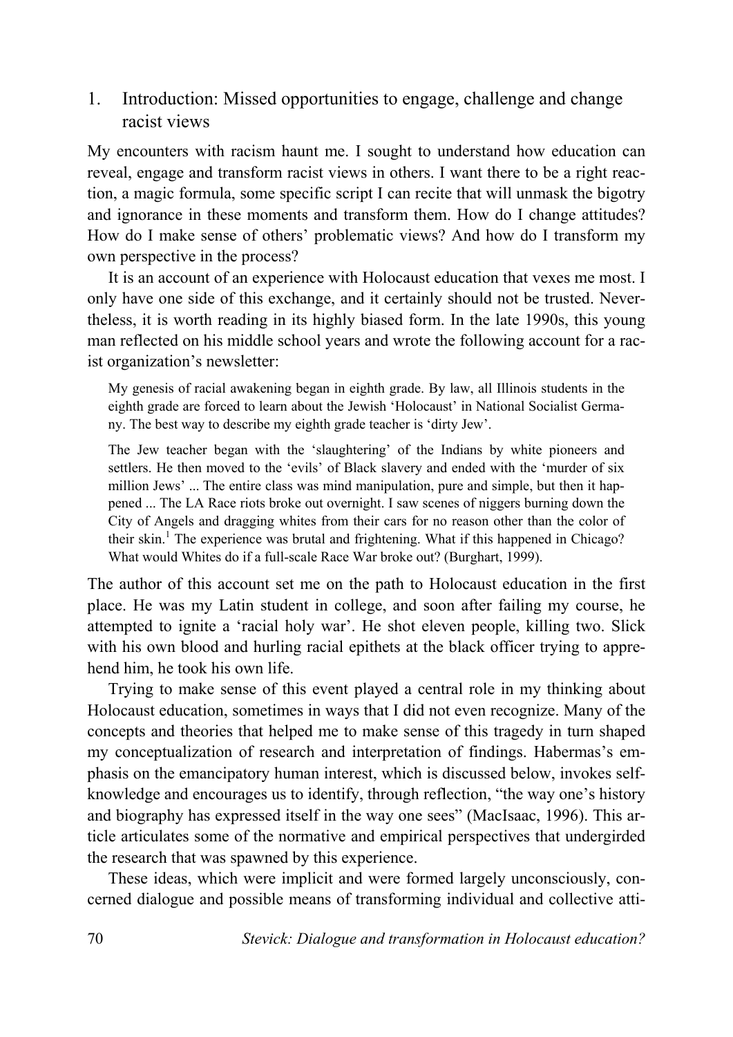## 1. Introduction: Missed opportunities to engage, challenge and change racist views

My encounters with racism haunt me. I sought to understand how education can reveal, engage and transform racist views in others. I want there to be a right reaction, a magic formula, some specific script I can recite that will unmask the bigotry and ignorance in these moments and transform them. How do I change attitudes? How do I make sense of others' problematic views? And how do I transform my own perspective in the process?

It is an account of an experience with Holocaust education that vexes me most. I only have one side of this exchange, and it certainly should not be trusted. Nevertheless, it is worth reading in its highly biased form. In the late 1990s, this young man reflected on his middle school years and wrote the following account for a racist organization's newsletter:

> My genesis of racial awakening began in eighth grade. By law, all Illinois students in the eighth grade are forced to learn about the Jewish 'Holocaust' in National Socialist Germany. The best way to describe my eighth grade teacher is 'dirty Jew'.
>
> The Jew teacher began with the 'slaughtering' of the Indians by white pioneers and settlers. He then moved to the 'evils' of Black slavery and ended with the 'murder of six million Jews' ... The entire class was mind manipulation, pure and simple, but then it happened ... The LA Race riots broke out overnight. I saw scenes of niggers burning down the City of Angels and dragging whites from their cars for no reason other than the color of their skin.[1] The experience was brutal and frightening. What if this happened in Chicago? What would Whites do if a full-scale Race War broke out? (Burghart, 1999).

The author of this account set me on the path to Holocaust education in the first place. He was my Latin student in college, and soon after failing my course, he attempted to ignite a 'racial holy war'. He shot eleven people, killing two. Slick with his own blood and hurling racial epithets at the black officer trying to apprehend him, he took his own life.

Trying to make sense of this event played a central role in my thinking about Holocaust education, sometimes in ways that I did not even recognize. Many of the concepts and theories that helped me to make sense of this tragedy in turn shaped my conceptualization of research and interpretation of findings. Habermas's emphasis on the emancipatory human interest, which is discussed below, invokes self-knowledge and encourages us to identify, through reflection, "the way one's history and biography has expressed itself in the way one sees" (MacIsaac, 1996). This article articulates some of the normative and empirical perspectives that undergirded the research that was spawned by this experience.

These ideas, which were implicit and were formed largely unconsciously, concerned dialogue and possible means of transforming individual and collective atti-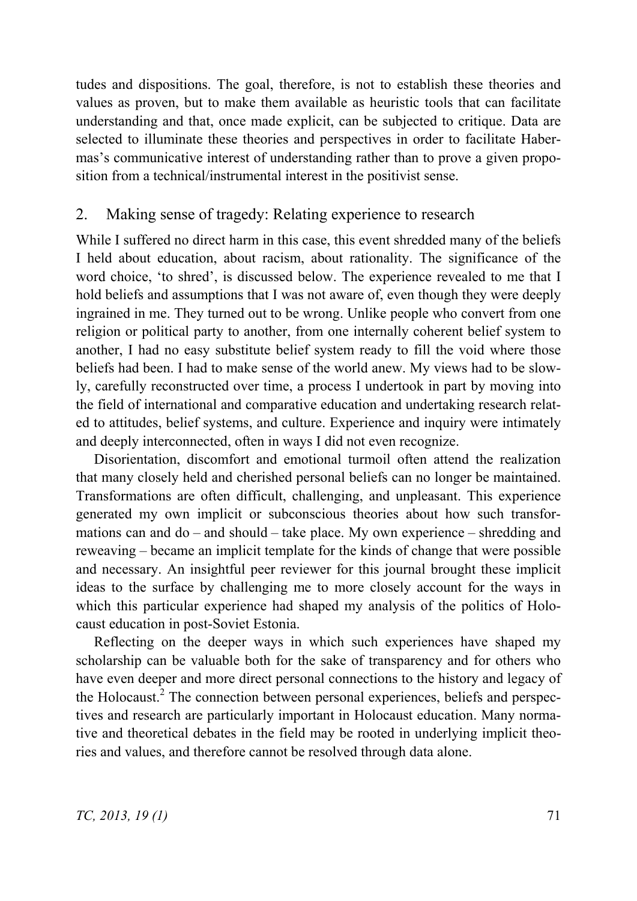tudes and dispositions. The goal, therefore, is not to establish these theories and values as proven, but to make them available as heuristic tools that can facilitate understanding and that, once made explicit, can be subjected to critique. Data are selected to illuminate these theories and perspectives in order to facilitate Habermas's communicative interest of understanding rather than to prove a given proposition from a technical/instrumental interest in the positivist sense.

## 2. Making sense of tragedy: Relating experience to research

While I suffered no direct harm in this case, this event shredded many of the beliefs I held about education, about racism, about rationality. The significance of the word choice, 'to shred', is discussed below. The experience revealed to me that I hold beliefs and assumptions that I was not aware of, even though they were deeply ingrained in me. They turned out to be wrong. Unlike people who convert from one religion or political party to another, from one internally coherent belief system to another, I had no easy substitute belief system ready to fill the void where those beliefs had been. I had to make sense of the world anew. My views had to be slowly, carefully reconstructed over time, a process I undertook in part by moving into the field of international and comparative education and undertaking research related to attitudes, belief systems, and culture. Experience and inquiry were intimately and deeply interconnected, often in ways I did not even recognize.

Disorientation, discomfort and emotional turmoil often attend the realization that many closely held and cherished personal beliefs can no longer be maintained. Transformations are often difficult, challenging, and unpleasant. This experience generated my own implicit or subconscious theories about how such transformations can and do – and should – take place. My own experience – shredding and reweaving – became an implicit template for the kinds of change that were possible and necessary. An insightful peer reviewer for this journal brought these implicit ideas to the surface by challenging me to more closely account for the ways in which this particular experience had shaped my analysis of the politics of Holocaust education in post-Soviet Estonia.

Reflecting on the deeper ways in which such experiences have shaped my scholarship can be valuable both for the sake of transparency and for others who have even deeper and more direct personal connections to the history and legacy of the Holocaust.[2] The connection between personal experiences, beliefs and perspectives and research are particularly important in Holocaust education. Many normative and theoretical debates in the field may be rooted in underlying implicit theories and values, and therefore cannot be resolved through data alone.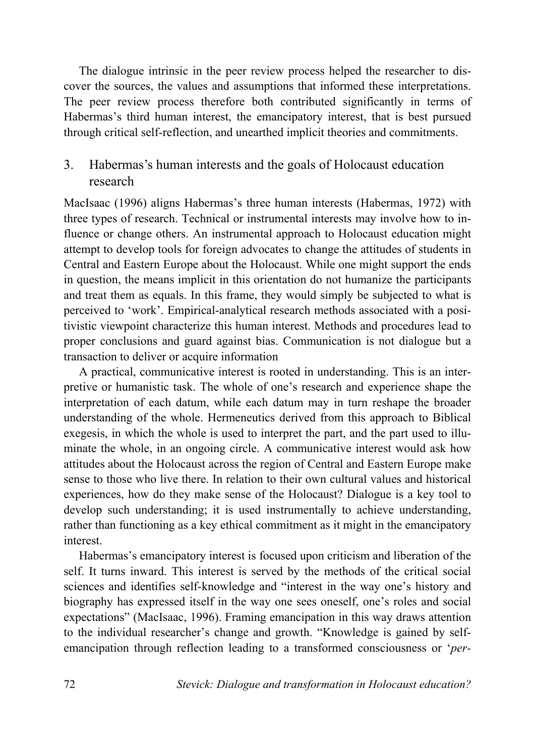The dialogue intrinsic in the peer review process helped the researcher to discover the sources, the values and assumptions that informed these interpretations. The peer review process therefore both contributed significantly in terms of Habermas's third human interest, the emancipatory interest, that is best pursued through critical self-reflection, and unearthed implicit theories and commitments.

## 3. Habermas's human interests and the goals of Holocaust education research

MacIsaac (1996) aligns Habermas's three human interests (Habermas, 1972) with three types of research. Technical or instrumental interests may involve how to influence or change others. An instrumental approach to Holocaust education might attempt to develop tools for foreign advocates to change the attitudes of students in Central and Eastern Europe about the Holocaust. While one might support the ends in question, the means implicit in this orientation do not humanize the participants and treat them as equals. In this frame, they would simply be subjected to what is perceived to 'work'. Empirical-analytical research methods associated with a positivistic viewpoint characterize this human interest. Methods and procedures lead to proper conclusions and guard against bias. Communication is not dialogue but a transaction to deliver or acquire information

A practical, communicative interest is rooted in understanding. This is an interpretive or humanistic task. The whole of one's research and experience shape the interpretation of each datum, while each datum may in turn reshape the broader understanding of the whole. Hermeneutics derived from this approach to Biblical exegesis, in which the whole is used to interpret the part, and the part used to illuminate the whole, in an ongoing circle. A communicative interest would ask how attitudes about the Holocaust across the region of Central and Eastern Europe make sense to those who live there. In relation to their own cultural values and historical experiences, how do they make sense of the Holocaust? Dialogue is a key tool to develop such understanding; it is used instrumentally to achieve understanding, rather than functioning as a key ethical commitment as it might in the emancipatory interest.

Habermas's emancipatory interest is focused upon criticism and liberation of the self. It turns inward. This interest is served by the methods of the critical social sciences and identifies self-knowledge and "interest in the way one's history and biography has expressed itself in the way one sees oneself, one's roles and social expectations" (MacIsaac, 1996). Framing emancipation in this way draws attention to the individual researcher's change and growth. "Knowledge is gained by self-emancipation through reflection leading to a transformed consciousness or '*per-*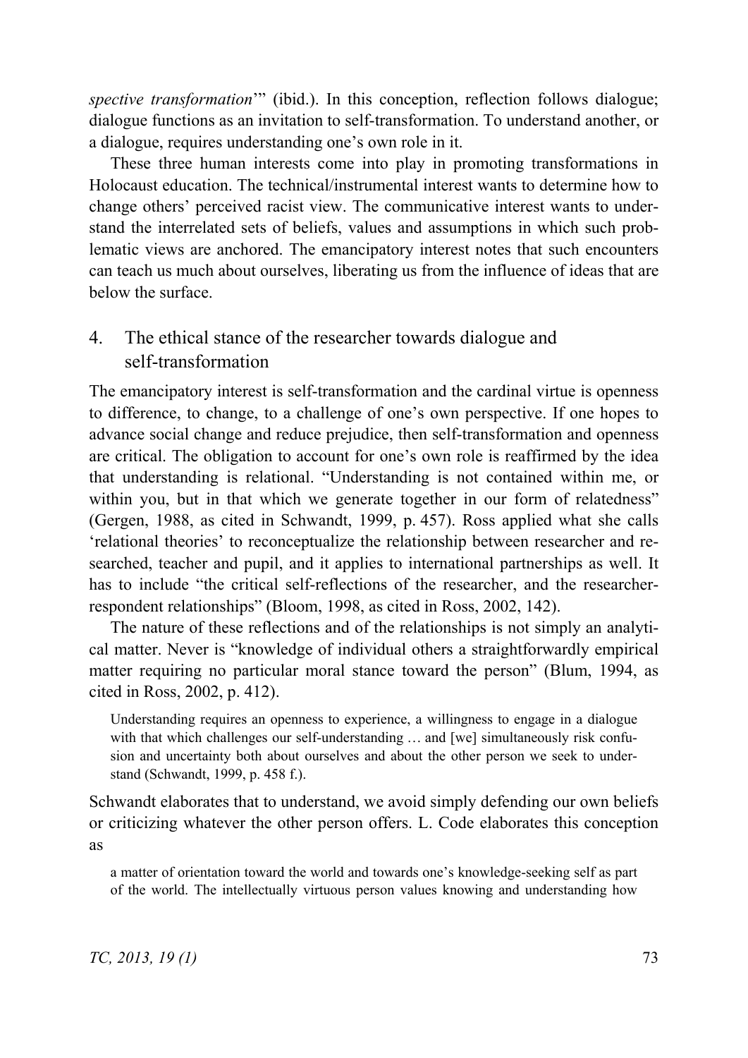*spective transformation*'" (ibid.). In this conception, reflection follows dialogue; dialogue functions as an invitation to self-transformation. To understand another, or a dialogue, requires understanding one's own role in it.

These three human interests come into play in promoting transformations in Holocaust education. The technical/instrumental interest wants to determine how to change others' perceived racist view. The communicative interest wants to understand the interrelated sets of beliefs, values and assumptions in which such problematic views are anchored. The emancipatory interest notes that such encounters can teach us much about ourselves, liberating us from the influence of ideas that are below the surface.

## 4. The ethical stance of the researcher towards dialogue and self-transformation

The emancipatory interest is self-transformation and the cardinal virtue is openness to difference, to change, to a challenge of one's own perspective. If one hopes to advance social change and reduce prejudice, then self-transformation and openness are critical. The obligation to account for one's own role is reaffirmed by the idea that understanding is relational. "Understanding is not contained within me, or within you, but in that which we generate together in our form of relatedness" (Gergen, 1988, as cited in Schwandt, 1999, p. 457). Ross applied what she calls 'relational theories' to reconceptualize the relationship between researcher and researched, teacher and pupil, and it applies to international partnerships as well. It has to include "the critical self-reflections of the researcher, and the researcher-respondent relationships" (Bloom, 1998, as cited in Ross, 2002, 142).

The nature of these reflections and of the relationships is not simply an analytical matter. Never is "knowledge of individual others a straightforwardly empirical matter requiring no particular moral stance toward the person" (Blum, 1994, as cited in Ross, 2002, p. 412).

> Understanding requires an openness to experience, a willingness to engage in a dialogue with that which challenges our self-understanding … and [we] simultaneously risk confusion and uncertainty both about ourselves and about the other person we seek to understand (Schwandt, 1999, p. 458 f.).

Schwandt elaborates that to understand, we avoid simply defending our own beliefs or criticizing whatever the other person offers. L. Code elaborates this conception as

> a matter of orientation toward the world and towards one's knowledge-seeking self as part of the world. The intellectually virtuous person values knowing and understanding how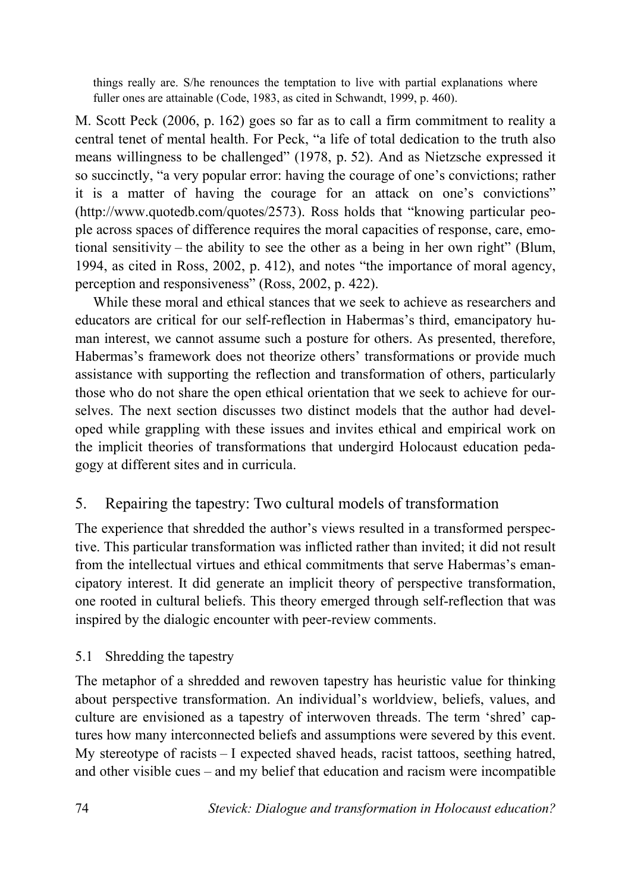things really are. S/he renounces the temptation to live with partial explanations where fuller ones are attainable (Code, 1983, as cited in Schwandt, 1999, p. 460).

M. Scott Peck (2006, p. 162) goes so far as to call a firm commitment to reality a central tenet of mental health. For Peck, "a life of total dedication to the truth also means willingness to be challenged" (1978, p. 52). And as Nietzsche expressed it so succinctly, "a very popular error: having the courage of one's convictions; rather it is a matter of having the courage for an attack on one's convictions" (http://www.quotedb.com/quotes/2573). Ross holds that "knowing particular people across spaces of difference requires the moral capacities of response, care, emotional sensitivity – the ability to see the other as a being in her own right" (Blum, 1994, as cited in Ross, 2002, p. 412), and notes "the importance of moral agency, perception and responsiveness" (Ross, 2002, p. 422).

While these moral and ethical stances that we seek to achieve as researchers and educators are critical for our self-reflection in Habermas's third, emancipatory human interest, we cannot assume such a posture for others. As presented, therefore, Habermas's framework does not theorize others' transformations or provide much assistance with supporting the reflection and transformation of others, particularly those who do not share the open ethical orientation that we seek to achieve for ourselves. The next section discusses two distinct models that the author had developed while grappling with these issues and invites ethical and empirical work on the implicit theories of transformations that undergird Holocaust education pedagogy at different sites and in curricula.

## 5. Repairing the tapestry: Two cultural models of transformation

The experience that shredded the author's views resulted in a transformed perspective. This particular transformation was inflicted rather than invited; it did not result from the intellectual virtues and ethical commitments that serve Habermas's emancipatory interest. It did generate an implicit theory of perspective transformation, one rooted in cultural beliefs. This theory emerged through self-reflection that was inspired by the dialogic encounter with peer-review comments.

### 5.1 Shredding the tapestry

The metaphor of a shredded and rewoven tapestry has heuristic value for thinking about perspective transformation. An individual's worldview, beliefs, values, and culture are envisioned as a tapestry of interwoven threads. The term 'shred' captures how many interconnected beliefs and assumptions were severed by this event. My stereotype of racists – I expected shaved heads, racist tattoos, seething hatred, and other visible cues – and my belief that education and racism were incompatible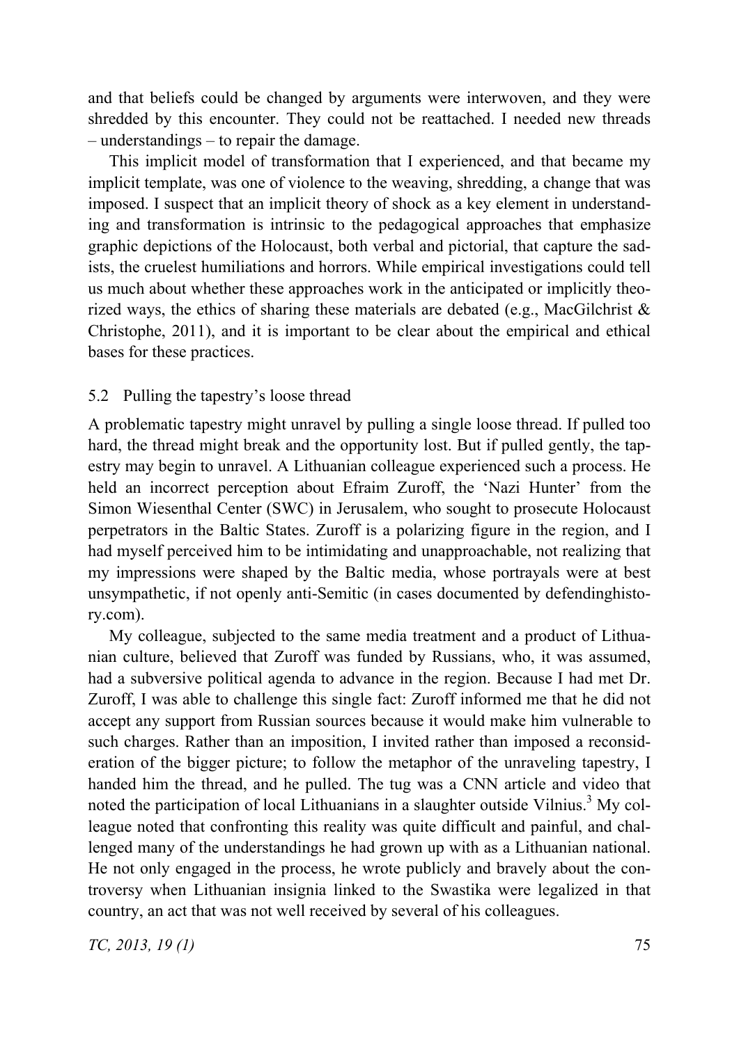and that beliefs could be changed by arguments were interwoven, and they were shredded by this encounter. They could not be reattached. I needed new threads – understandings – to repair the damage.

This implicit model of transformation that I experienced, and that became my implicit template, was one of violence to the weaving, shredding, a change that was imposed. I suspect that an implicit theory of shock as a key element in understanding and transformation is intrinsic to the pedagogical approaches that emphasize graphic depictions of the Holocaust, both verbal and pictorial, that capture the sadists, the cruelest humiliations and horrors. While empirical investigations could tell us much about whether these approaches work in the anticipated or implicitly theorized ways, the ethics of sharing these materials are debated (e.g., MacGilchrist & Christophe, 2011), and it is important to be clear about the empirical and ethical bases for these practices.

## 5.2 Pulling the tapestry's loose thread

A problematic tapestry might unravel by pulling a single loose thread. If pulled too hard, the thread might break and the opportunity lost. But if pulled gently, the tapestry may begin to unravel. A Lithuanian colleague experienced such a process. He held an incorrect perception about Efraim Zuroff, the 'Nazi Hunter' from the Simon Wiesenthal Center (SWC) in Jerusalem, who sought to prosecute Holocaust perpetrators in the Baltic States. Zuroff is a polarizing figure in the region, and I had myself perceived him to be intimidating and unapproachable, not realizing that my impressions were shaped by the Baltic media, whose portrayals were at best unsympathetic, if not openly anti-Semitic (in cases documented by defendinghistory.com).

My colleague, subjected to the same media treatment and a product of Lithuanian culture, believed that Zuroff was funded by Russians, who, it was assumed, had a subversive political agenda to advance in the region. Because I had met Dr. Zuroff, I was able to challenge this single fact: Zuroff informed me that he did not accept any support from Russian sources because it would make him vulnerable to such charges. Rather than an imposition, I invited rather than imposed a reconsideration of the bigger picture; to follow the metaphor of the unraveling tapestry, I handed him the thread, and he pulled. The tug was a CNN article and video that noted the participation of local Lithuanians in a slaughter outside Vilnius.[3] My colleague noted that confronting this reality was quite difficult and painful, and challenged many of the understandings he had grown up with as a Lithuanian national. He not only engaged in the process, he wrote publicly and bravely about the controversy when Lithuanian insignia linked to the Swastika were legalized in that country, an act that was not well received by several of his colleagues.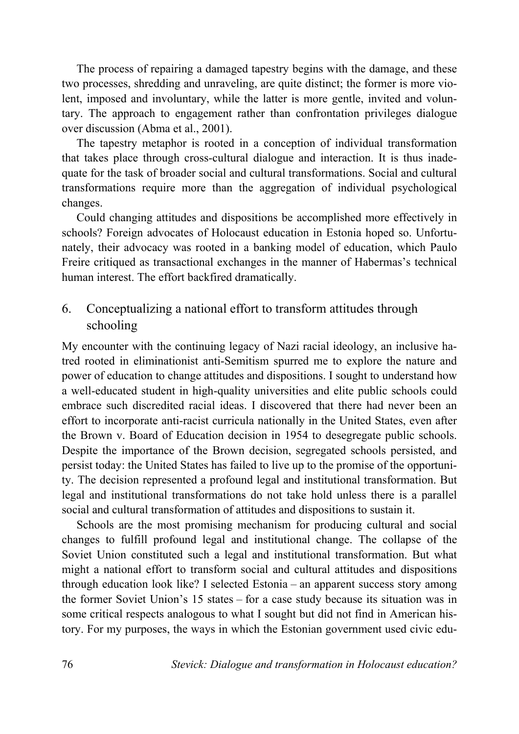The process of repairing a damaged tapestry begins with the damage, and these two processes, shredding and unraveling, are quite distinct; the former is more violent, imposed and involuntary, while the latter is more gentle, invited and voluntary. The approach to engagement rather than confrontation privileges dialogue over discussion (Abma et al., 2001).

The tapestry metaphor is rooted in a conception of individual transformation that takes place through cross-cultural dialogue and interaction. It is thus inadequate for the task of broader social and cultural transformations. Social and cultural transformations require more than the aggregation of individual psychological changes.

Could changing attitudes and dispositions be accomplished more effectively in schools? Foreign advocates of Holocaust education in Estonia hoped so. Unfortunately, their advocacy was rooted in a banking model of education, which Paulo Freire critiqued as transactional exchanges in the manner of Habermas's technical human interest. The effort backfired dramatically.

## 6. Conceptualizing a national effort to transform attitudes through schooling

My encounter with the continuing legacy of Nazi racial ideology, an inclusive hatred rooted in eliminationist anti-Semitism spurred me to explore the nature and power of education to change attitudes and dispositions. I sought to understand how a well-educated student in high-quality universities and elite public schools could embrace such discredited racial ideas. I discovered that there had never been an effort to incorporate anti-racist curricula nationally in the United States, even after the Brown v. Board of Education decision in 1954 to desegregate public schools. Despite the importance of the Brown decision, segregated schools persisted, and persist today: the United States has failed to live up to the promise of the opportunity. The decision represented a profound legal and institutional transformation. But legal and institutional transformations do not take hold unless there is a parallel social and cultural transformation of attitudes and dispositions to sustain it.

Schools are the most promising mechanism for producing cultural and social changes to fulfill profound legal and institutional change. The collapse of the Soviet Union constituted such a legal and institutional transformation. But what might a national effort to transform social and cultural attitudes and dispositions through education look like? I selected Estonia – an apparent success story among the former Soviet Union's 15 states – for a case study because its situation was in some critical respects analogous to what I sought but did not find in American history. For my purposes, the ways in which the Estonian government used civic edu-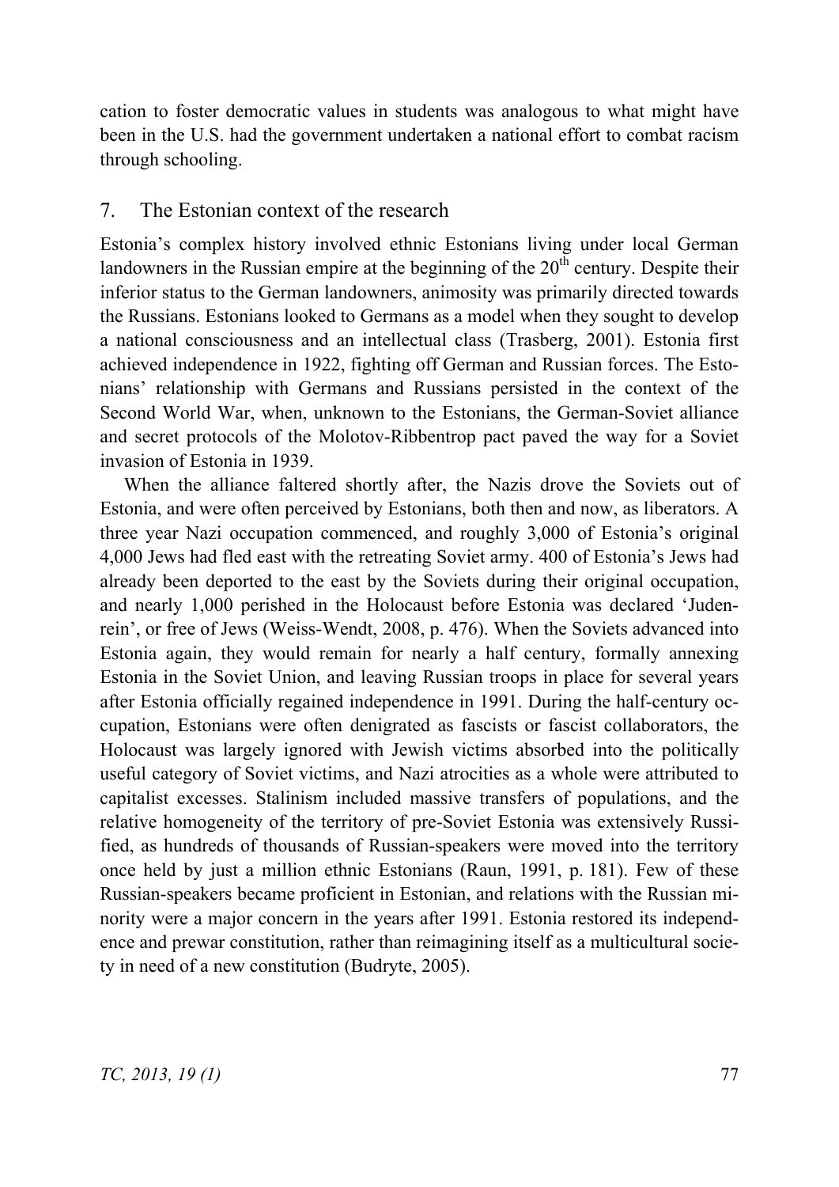cation to foster democratic values in students was analogous to what might have been in the U.S. had the government undertaken a national effort to combat racism through schooling.

## 7. The Estonian context of the research

Estonia's complex history involved ethnic Estonians living under local German landowners in the Russian empire at the beginning of the 20th century. Despite their inferior status to the German landowners, animosity was primarily directed towards the Russians. Estonians looked to Germans as a model when they sought to develop a national consciousness and an intellectual class (Trasberg, 2001). Estonia first achieved independence in 1922, fighting off German and Russian forces. The Estonians' relationship with Germans and Russians persisted in the context of the Second World War, when, unknown to the Estonians, the German-Soviet alliance and secret protocols of the Molotov-Ribbentrop pact paved the way for a Soviet invasion of Estonia in 1939.

When the alliance faltered shortly after, the Nazis drove the Soviets out of Estonia, and were often perceived by Estonians, both then and now, as liberators. A three year Nazi occupation commenced, and roughly 3,000 of Estonia's original 4,000 Jews had fled east with the retreating Soviet army. 400 of Estonia's Jews had already been deported to the east by the Soviets during their original occupation, and nearly 1,000 perished in the Holocaust before Estonia was declared 'Judenrein', or free of Jews (Weiss-Wendt, 2008, p. 476). When the Soviets advanced into Estonia again, they would remain for nearly a half century, formally annexing Estonia in the Soviet Union, and leaving Russian troops in place for several years after Estonia officially regained independence in 1991. During the half-century occupation, Estonians were often denigrated as fascists or fascist collaborators, the Holocaust was largely ignored with Jewish victims absorbed into the politically useful category of Soviet victims, and Nazi atrocities as a whole were attributed to capitalist excesses. Stalinism included massive transfers of populations, and the relative homogeneity of the territory of pre-Soviet Estonia was extensively Russified, as hundreds of thousands of Russian-speakers were moved into the territory once held by just a million ethnic Estonians (Raun, 1991, p. 181). Few of these Russian-speakers became proficient in Estonian, and relations with the Russian minority were a major concern in the years after 1991. Estonia restored its independence and prewar constitution, rather than reimagining itself as a multicultural society in need of a new constitution (Budryte, 2005).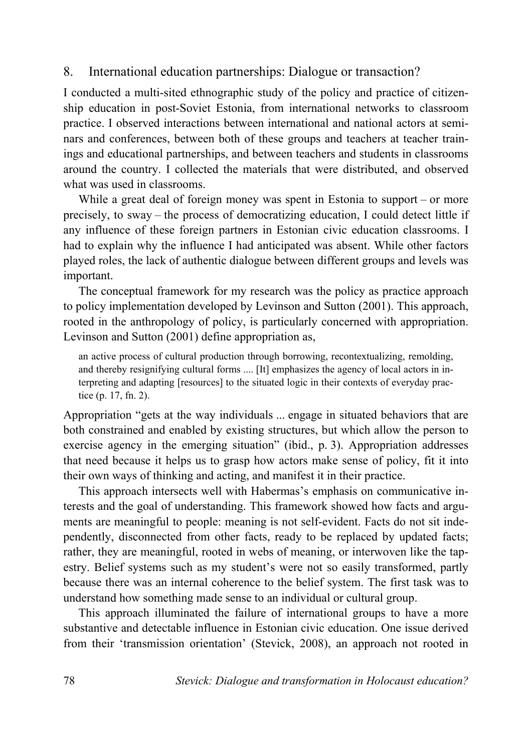## 8. International education partnerships: Dialogue or transaction?

I conducted a multi-sited ethnographic study of the policy and practice of citizenship education in post-Soviet Estonia, from international networks to classroom practice. I observed interactions between international and national actors at seminars and conferences, between both of these groups and teachers at teacher trainings and educational partnerships, and between teachers and students in classrooms around the country. I collected the materials that were distributed, and observed what was used in classrooms.

While a great deal of foreign money was spent in Estonia to support – or more precisely, to sway – the process of democratizing education, I could detect little if any influence of these foreign partners in Estonian civic education classrooms. I had to explain why the influence I had anticipated was absent. While other factors played roles, the lack of authentic dialogue between different groups and levels was important.

The conceptual framework for my research was the policy as practice approach to policy implementation developed by Levinson and Sutton (2001). This approach, rooted in the anthropology of policy, is particularly concerned with appropriation. Levinson and Sutton (2001) define appropriation as,

> an active process of cultural production through borrowing, recontextualizing, remolding, and thereby resignifying cultural forms .... [It] emphasizes the agency of local actors in interpreting and adapting [resources] to the situated logic in their contexts of everyday practice (p. 17, fn. 2).

Appropriation "gets at the way individuals ... engage in situated behaviors that are both constrained and enabled by existing structures, but which allow the person to exercise agency in the emerging situation" (ibid., p. 3). Appropriation addresses that need because it helps us to grasp how actors make sense of policy, fit it into their own ways of thinking and acting, and manifest it in their practice.

This approach intersects well with Habermas's emphasis on communicative interests and the goal of understanding. This framework showed how facts and arguments are meaningful to people: meaning is not self-evident. Facts do not sit independently, disconnected from other facts, ready to be replaced by updated facts; rather, they are meaningful, rooted in webs of meaning, or interwoven like the tapestry. Belief systems such as my student's were not so easily transformed, partly because there was an internal coherence to the belief system. The first task was to understand how something made sense to an individual or cultural group.

This approach illuminated the failure of international groups to have a more substantive and detectable influence in Estonian civic education. One issue derived from their 'transmission orientation' (Stevick, 2008), an approach not rooted in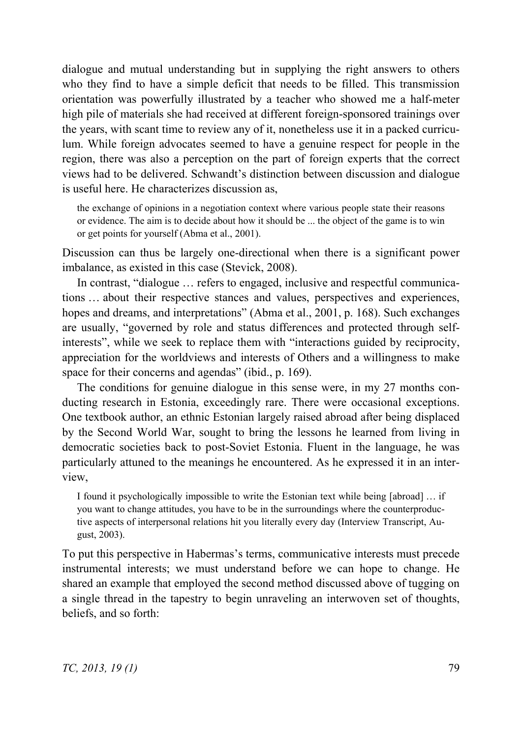dialogue and mutual understanding but in supplying the right answers to others who they find to have a simple deficit that needs to be filled. This transmission orientation was powerfully illustrated by a teacher who showed me a half-meter high pile of materials she had received at different foreign-sponsored trainings over the years, with scant time to review any of it, nonetheless use it in a packed curriculum. While foreign advocates seemed to have a genuine respect for people in the region, there was also a perception on the part of foreign experts that the correct views had to be delivered. Schwandt's distinction between discussion and dialogue is useful here. He characterizes discussion as,

> the exchange of opinions in a negotiation context where various people state their reasons or evidence. The aim is to decide about how it should be ... the object of the game is to win or get points for yourself (Abma et al., 2001).

Discussion can thus be largely one-directional when there is a significant power imbalance, as existed in this case (Stevick, 2008).

In contrast, "dialogue … refers to engaged, inclusive and respectful communications … about their respective stances and values, perspectives and experiences, hopes and dreams, and interpretations" (Abma et al., 2001, p. 168). Such exchanges are usually, "governed by role and status differences and protected through self-interests", while we seek to replace them with "interactions guided by reciprocity, appreciation for the worldviews and interests of Others and a willingness to make space for their concerns and agendas" (ibid., p. 169).

The conditions for genuine dialogue in this sense were, in my 27 months conducting research in Estonia, exceedingly rare. There were occasional exceptions. One textbook author, an ethnic Estonian largely raised abroad after being displaced by the Second World War, sought to bring the lessons he learned from living in democratic societies back to post-Soviet Estonia. Fluent in the language, he was particularly attuned to the meanings he encountered. As he expressed it in an interview,

> I found it psychologically impossible to write the Estonian text while being [abroad] … if you want to change attitudes, you have to be in the surroundings where the counterproductive aspects of interpersonal relations hit you literally every day (Interview Transcript, August, 2003).

To put this perspective in Habermas's terms, communicative interests must precede instrumental interests; we must understand before we can hope to change. He shared an example that employed the second method discussed above of tugging on a single thread in the tapestry to begin unraveling an interwoven set of thoughts, beliefs, and so forth: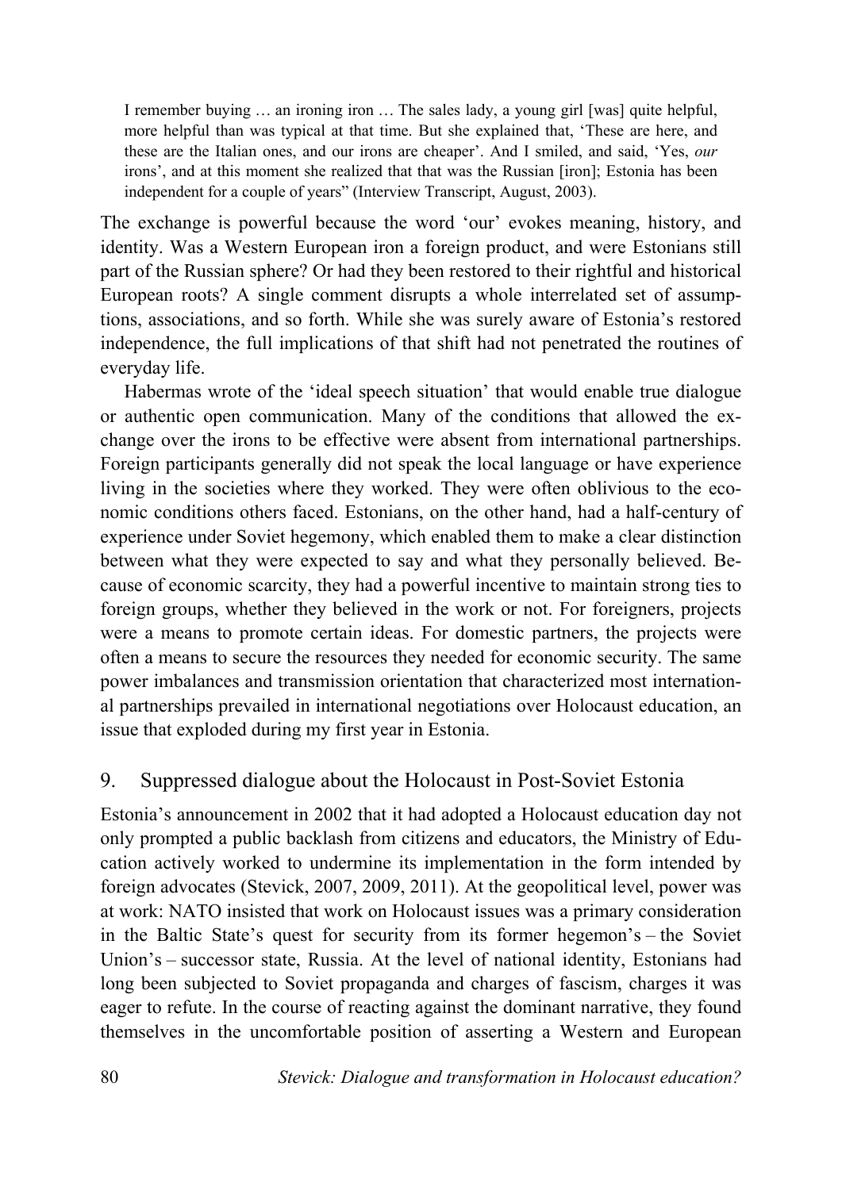> I remember buying … an ironing iron … The sales lady, a young girl [was] quite helpful, more helpful than was typical at that time. But she explained that, 'These are here, and these are the Italian ones, and our irons are cheaper'. And I smiled, and said, 'Yes, *our* irons', and at this moment she realized that that was the Russian [iron]; Estonia has been independent for a couple of years" (Interview Transcript, August, 2003).

The exchange is powerful because the word 'our' evokes meaning, history, and identity. Was a Western European iron a foreign product, and were Estonians still part of the Russian sphere? Or had they been restored to their rightful and historical European roots? A single comment disrupts a whole interrelated set of assumptions, associations, and so forth. While she was surely aware of Estonia's restored independence, the full implications of that shift had not penetrated the routines of everyday life.

Habermas wrote of the 'ideal speech situation' that would enable true dialogue or authentic open communication. Many of the conditions that allowed the exchange over the irons to be effective were absent from international partnerships. Foreign participants generally did not speak the local language or have experience living in the societies where they worked. They were often oblivious to the economic conditions others faced. Estonians, on the other hand, had a half-century of experience under Soviet hegemony, which enabled them to make a clear distinction between what they were expected to say and what they personally believed. Because of economic scarcity, they had a powerful incentive to maintain strong ties to foreign groups, whether they believed in the work or not. For foreigners, projects were a means to promote certain ideas. For domestic partners, the projects were often a means to secure the resources they needed for economic security. The same power imbalances and transmission orientation that characterized most international partnerships prevailed in international negotiations over Holocaust education, an issue that exploded during my first year in Estonia.

## 9. Suppressed dialogue about the Holocaust in Post-Soviet Estonia

Estonia's announcement in 2002 that it had adopted a Holocaust education day not only prompted a public backlash from citizens and educators, the Ministry of Education actively worked to undermine its implementation in the form intended by foreign advocates (Stevick, 2007, 2009, 2011). At the geopolitical level, power was at work: NATO insisted that work on Holocaust issues was a primary consideration in the Baltic State's quest for security from its former hegemon's – the Soviet Union's – successor state, Russia. At the level of national identity, Estonians had long been subjected to Soviet propaganda and charges of fascism, charges it was eager to refute. In the course of reacting against the dominant narrative, they found themselves in the uncomfortable position of asserting a Western and European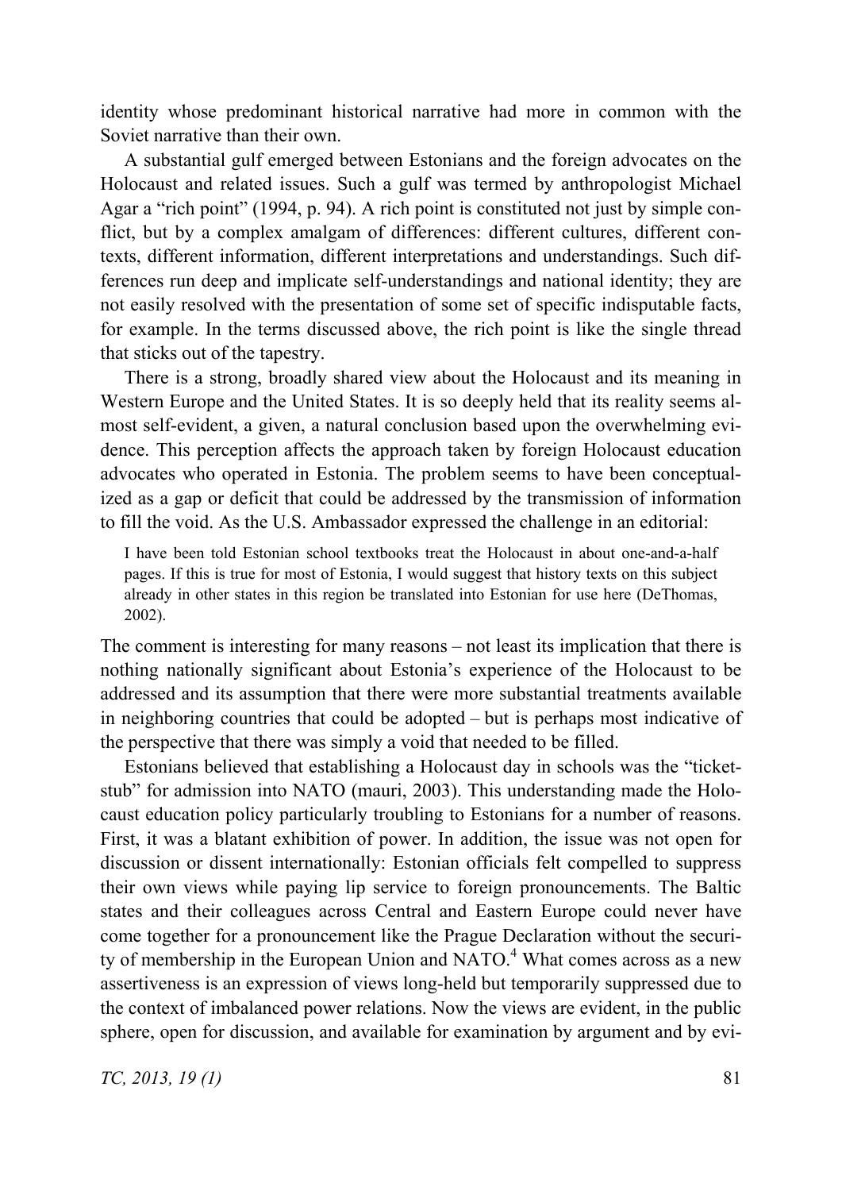identity whose predominant historical narrative had more in common with the Soviet narrative than their own.

A substantial gulf emerged between Estonians and the foreign advocates on the Holocaust and related issues. Such a gulf was termed by anthropologist Michael Agar a "rich point" (1994, p. 94). A rich point is constituted not just by simple conflict, but by a complex amalgam of differences: different cultures, different contexts, different information, different interpretations and understandings. Such differences run deep and implicate self-understandings and national identity; they are not easily resolved with the presentation of some set of specific indisputable facts, for example. In the terms discussed above, the rich point is like the single thread that sticks out of the tapestry.

There is a strong, broadly shared view about the Holocaust and its meaning in Western Europe and the United States. It is so deeply held that its reality seems almost self-evident, a given, a natural conclusion based upon the overwhelming evidence. This perception affects the approach taken by foreign Holocaust education advocates who operated in Estonia. The problem seems to have been conceptualized as a gap or deficit that could be addressed by the transmission of information to fill the void. As the U.S. Ambassador expressed the challenge in an editorial:

> I have been told Estonian school textbooks treat the Holocaust in about one-and-a-half pages. If this is true for most of Estonia, I would suggest that history texts on this subject already in other states in this region be translated into Estonian for use here (DeThomas, 2002).

The comment is interesting for many reasons – not least its implication that there is nothing nationally significant about Estonia's experience of the Holocaust to be addressed and its assumption that there were more substantial treatments available in neighboring countries that could be adopted – but is perhaps most indicative of the perspective that there was simply a void that needed to be filled.

Estonians believed that establishing a Holocaust day in schools was the "ticket-stub" for admission into NATO (mauri, 2003). This understanding made the Holocaust education policy particularly troubling to Estonians for a number of reasons. First, it was a blatant exhibition of power. In addition, the issue was not open for discussion or dissent internationally: Estonian officials felt compelled to suppress their own views while paying lip service to foreign pronouncements. The Baltic states and their colleagues across Central and Eastern Europe could never have come together for a pronouncement like the Prague Declaration without the security of membership in the European Union and NATO.[4] What comes across as a new assertiveness is an expression of views long-held but temporarily suppressed due to the context of imbalanced power relations. Now the views are evident, in the public sphere, open for discussion, and available for examination by argument and by evi-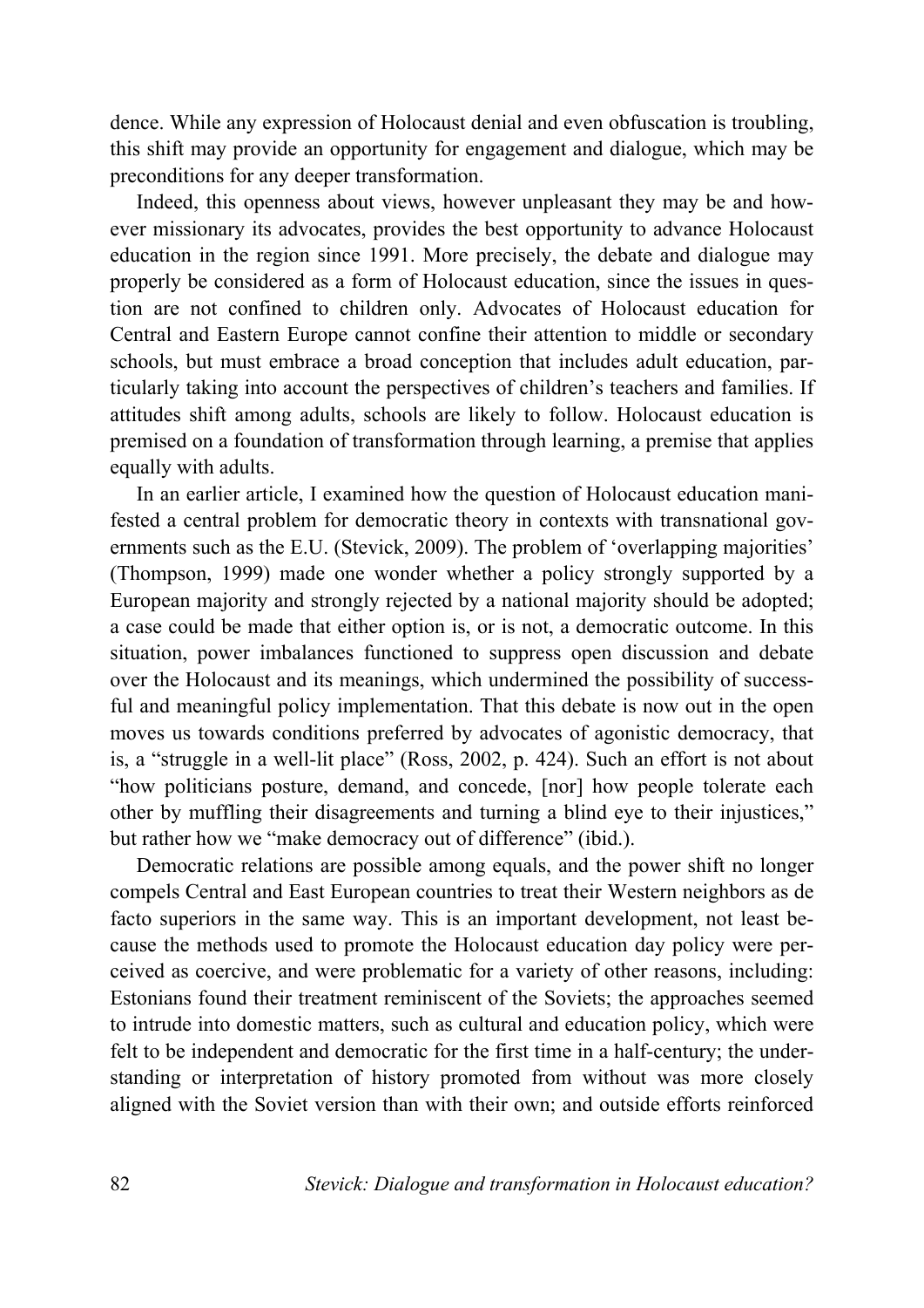dence. While any expression of Holocaust denial and even obfuscation is troubling, this shift may provide an opportunity for engagement and dialogue, which may be preconditions for any deeper transformation.

Indeed, this openness about views, however unpleasant they may be and however missionary its advocates, provides the best opportunity to advance Holocaust education in the region since 1991. More precisely, the debate and dialogue may properly be considered as a form of Holocaust education, since the issues in question are not confined to children only. Advocates of Holocaust education for Central and Eastern Europe cannot confine their attention to middle or secondary schools, but must embrace a broad conception that includes adult education, particularly taking into account the perspectives of children's teachers and families. If attitudes shift among adults, schools are likely to follow. Holocaust education is premised on a foundation of transformation through learning, a premise that applies equally with adults.

In an earlier article, I examined how the question of Holocaust education manifested a central problem for democratic theory in contexts with transnational governments such as the E.U. (Stevick, 2009). The problem of 'overlapping majorities' (Thompson, 1999) made one wonder whether a policy strongly supported by a European majority and strongly rejected by a national majority should be adopted; a case could be made that either option is, or is not, a democratic outcome. In this situation, power imbalances functioned to suppress open discussion and debate over the Holocaust and its meanings, which undermined the possibility of successful and meaningful policy implementation. That this debate is now out in the open moves us towards conditions preferred by advocates of agonistic democracy, that is, a "struggle in a well-lit place" (Ross, 2002, p. 424). Such an effort is not about "how politicians posture, demand, and concede, [nor] how people tolerate each other by muffling their disagreements and turning a blind eye to their injustices," but rather how we "make democracy out of difference" (ibid.).

Democratic relations are possible among equals, and the power shift no longer compels Central and East European countries to treat their Western neighbors as de facto superiors in the same way. This is an important development, not least because the methods used to promote the Holocaust education day policy were perceived as coercive, and were problematic for a variety of other reasons, including: Estonians found their treatment reminiscent of the Soviets; the approaches seemed to intrude into domestic matters, such as cultural and education policy, which were felt to be independent and democratic for the first time in a half-century; the understanding or interpretation of history promoted from without was more closely aligned with the Soviet version than with their own; and outside efforts reinforced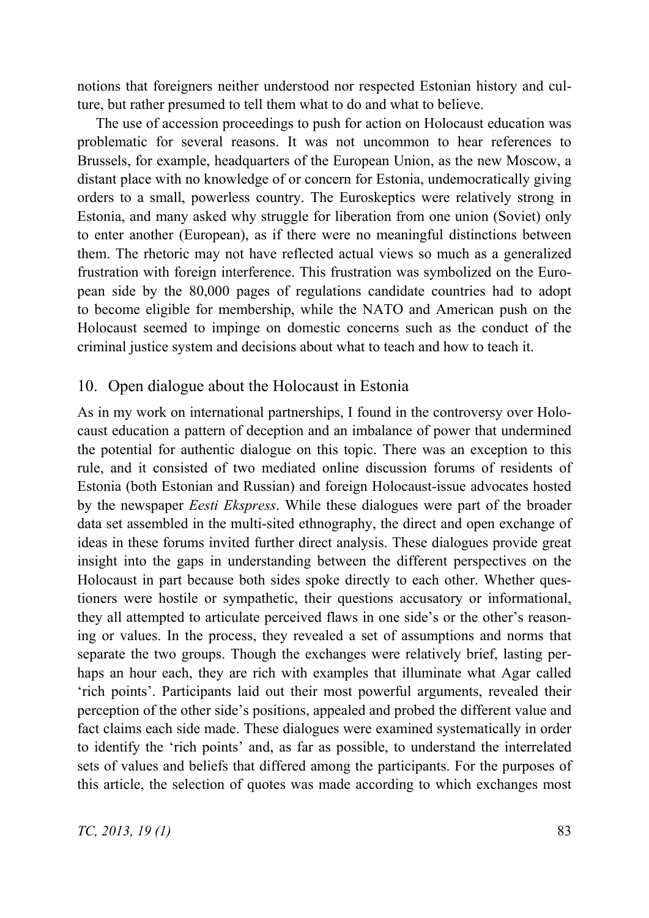notions that foreigners neither understood nor respected Estonian history and culture, but rather presumed to tell them what to do and what to believe.

The use of accession proceedings to push for action on Holocaust education was problematic for several reasons. It was not uncommon to hear references to Brussels, for example, headquarters of the European Union, as the new Moscow, a distant place with no knowledge of or concern for Estonia, undemocratically giving orders to a small, powerless country. The Euroskeptics were relatively strong in Estonia, and many asked why struggle for liberation from one union (Soviet) only to enter another (European), as if there were no meaningful distinctions between them. The rhetoric may not have reflected actual views so much as a generalized frustration with foreign interference. This frustration was symbolized on the European side by the 80,000 pages of regulations candidate countries had to adopt to become eligible for membership, while the NATO and American push on the Holocaust seemed to impinge on domestic concerns such as the conduct of the criminal justice system and decisions about what to teach and how to teach it.

## 10. Open dialogue about the Holocaust in Estonia

As in my work on international partnerships, I found in the controversy over Holocaust education a pattern of deception and an imbalance of power that undermined the potential for authentic dialogue on this topic. There was an exception to this rule, and it consisted of two mediated online discussion forums of residents of Estonia (both Estonian and Russian) and foreign Holocaust-issue advocates hosted by the newspaper *Eesti Ekspress*. While these dialogues were part of the broader data set assembled in the multi-sited ethnography, the direct and open exchange of ideas in these forums invited further direct analysis. These dialogues provide great insight into the gaps in understanding between the different perspectives on the Holocaust in part because both sides spoke directly to each other. Whether questioners were hostile or sympathetic, their questions accusatory or informational, they all attempted to articulate perceived flaws in one side's or the other's reasoning or values. In the process, they revealed a set of assumptions and norms that separate the two groups. Though the exchanges were relatively brief, lasting perhaps an hour each, they are rich with examples that illuminate what Agar called 'rich points'. Participants laid out their most powerful arguments, revealed their perception of the other side's positions, appealed and probed the different value and fact claims each side made. These dialogues were examined systematically in order to identify the 'rich points' and, as far as possible, to understand the interrelated sets of values and beliefs that differed among the participants. For the purposes of this article, the selection of quotes was made according to which exchanges most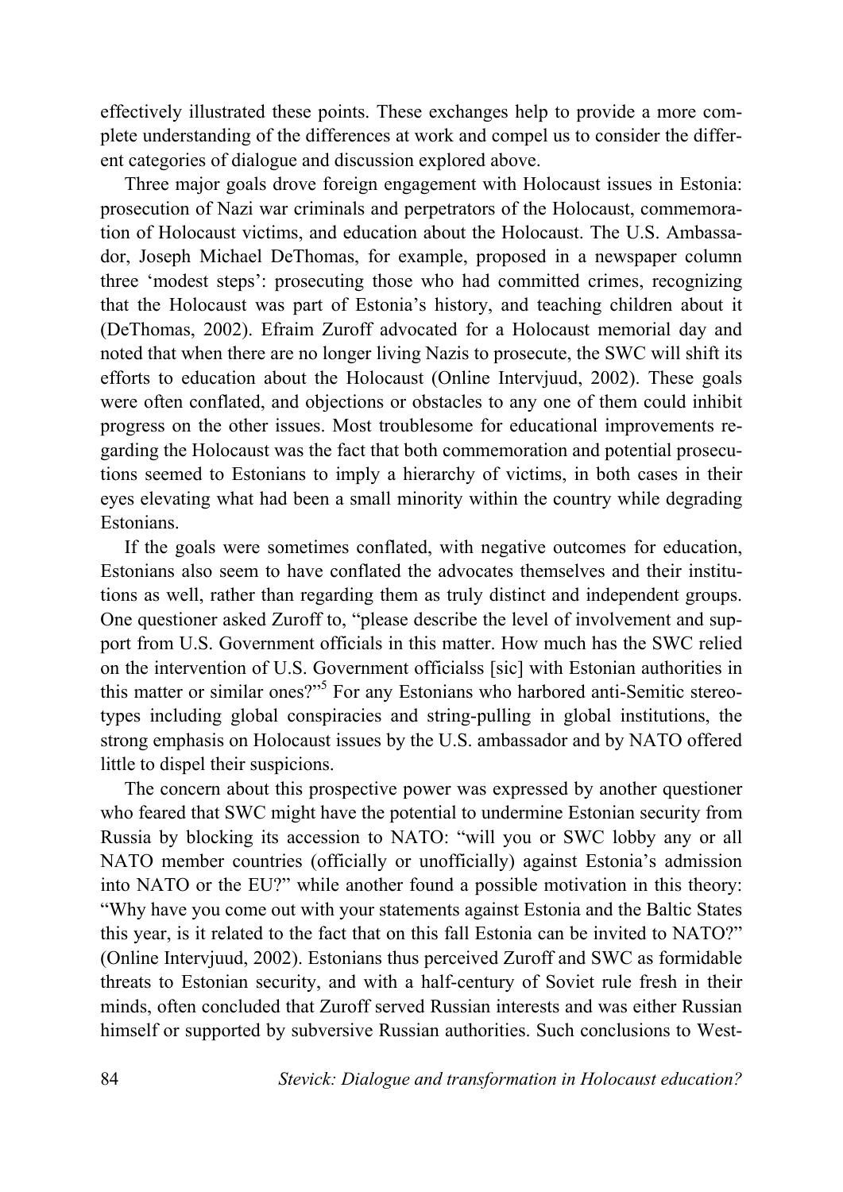effectively illustrated these points. These exchanges help to provide a more complete understanding of the differences at work and compel us to consider the different categories of dialogue and discussion explored above.

Three major goals drove foreign engagement with Holocaust issues in Estonia: prosecution of Nazi war criminals and perpetrators of the Holocaust, commemoration of Holocaust victims, and education about the Holocaust. The U.S. Ambassador, Joseph Michael DeThomas, for example, proposed in a newspaper column three 'modest steps': prosecuting those who had committed crimes, recognizing that the Holocaust was part of Estonia's history, and teaching children about it (DeThomas, 2002). Efraim Zuroff advocated for a Holocaust memorial day and noted that when there are no longer living Nazis to prosecute, the SWC will shift its efforts to education about the Holocaust (Online Intervjuud, 2002). These goals were often conflated, and objections or obstacles to any one of them could inhibit progress on the other issues. Most troublesome for educational improvements regarding the Holocaust was the fact that both commemoration and potential prosecutions seemed to Estonians to imply a hierarchy of victims, in both cases in their eyes elevating what had been a small minority within the country while degrading Estonians.

If the goals were sometimes conflated, with negative outcomes for education, Estonians also seem to have conflated the advocates themselves and their institutions as well, rather than regarding them as truly distinct and independent groups. One questioner asked Zuroff to, "please describe the level of involvement and support from U.S. Government officials in this matter. How much has the SWC relied on the intervention of U.S. Government officialss [sic] with Estonian authorities in this matter or similar ones?"[5] For any Estonians who harbored anti-Semitic stereotypes including global conspiracies and string-pulling in global institutions, the strong emphasis on Holocaust issues by the U.S. ambassador and by NATO offered little to dispel their suspicions.

The concern about this prospective power was expressed by another questioner who feared that SWC might have the potential to undermine Estonian security from Russia by blocking its accession to NATO: "will you or SWC lobby any or all NATO member countries (officially or unofficially) against Estonia's admission into NATO or the EU?" while another found a possible motivation in this theory: "Why have you come out with your statements against Estonia and the Baltic States this year, is it related to the fact that on this fall Estonia can be invited to NATO?" (Online Intervjuud, 2002). Estonians thus perceived Zuroff and SWC as formidable threats to Estonian security, and with a half-century of Soviet rule fresh in their minds, often concluded that Zuroff served Russian interests and was either Russian himself or supported by subversive Russian authorities. Such conclusions to West-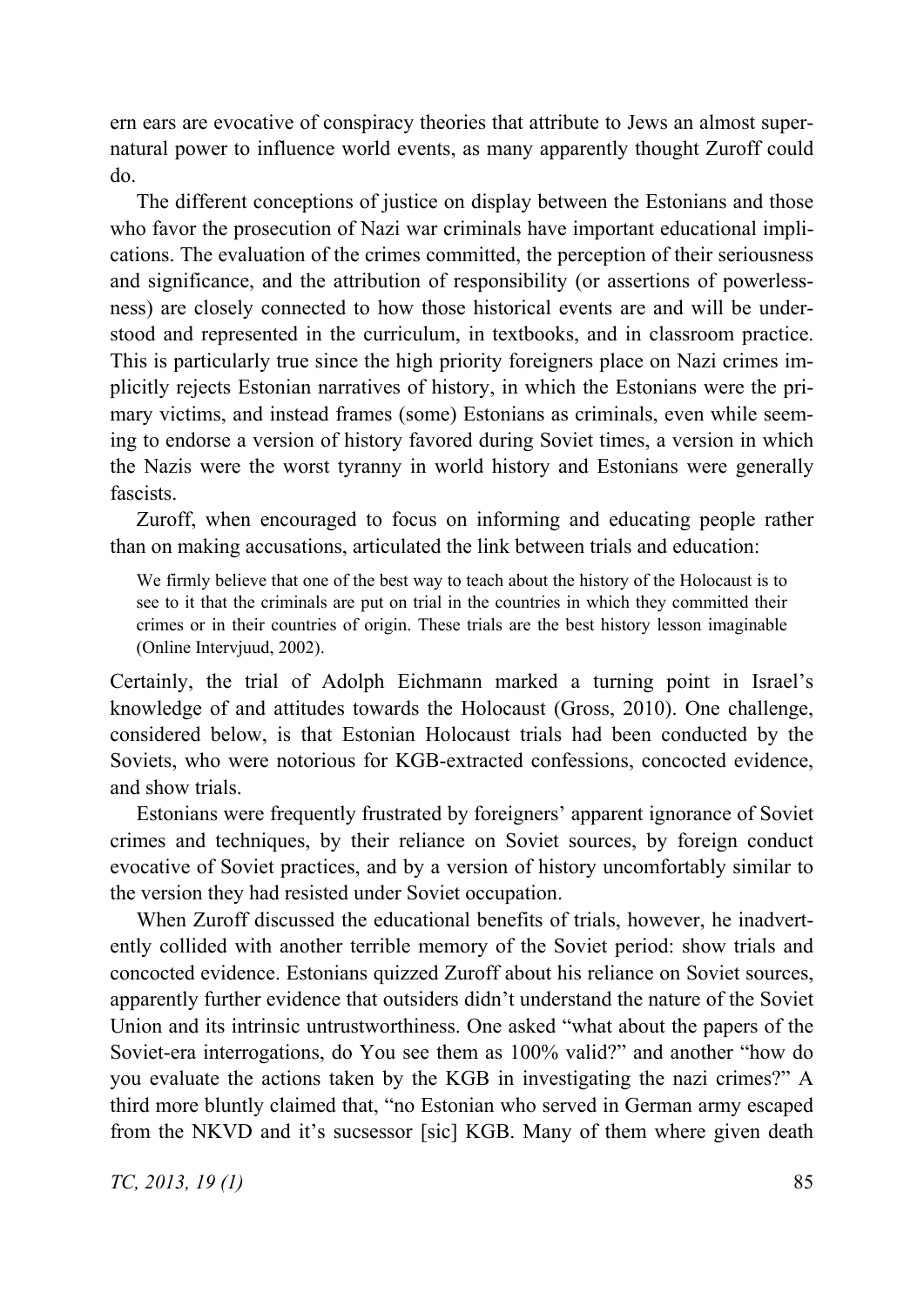ern ears are evocative of conspiracy theories that attribute to Jews an almost supernatural power to influence world events, as many apparently thought Zuroff could do.

The different conceptions of justice on display between the Estonians and those who favor the prosecution of Nazi war criminals have important educational implications. The evaluation of the crimes committed, the perception of their seriousness and significance, and the attribution of responsibility (or assertions of powerlessness) are closely connected to how those historical events are and will be understood and represented in the curriculum, in textbooks, and in classroom practice. This is particularly true since the high priority foreigners place on Nazi crimes implicitly rejects Estonian narratives of history, in which the Estonians were the primary victims, and instead frames (some) Estonians as criminals, even while seeming to endorse a version of history favored during Soviet times, a version in which the Nazis were the worst tyranny in world history and Estonians were generally fascists.

Zuroff, when encouraged to focus on informing and educating people rather than on making accusations, articulated the link between trials and education:

> We firmly believe that one of the best way to teach about the history of the Holocaust is to see to it that the criminals are put on trial in the countries in which they committed their crimes or in their countries of origin. These trials are the best history lesson imaginable (Online Intervjuud, 2002).

Certainly, the trial of Adolph Eichmann marked a turning point in Israel's knowledge of and attitudes towards the Holocaust (Gross, 2010). One challenge, considered below, is that Estonian Holocaust trials had been conducted by the Soviets, who were notorious for KGB-extracted confessions, concocted evidence, and show trials.

Estonians were frequently frustrated by foreigners' apparent ignorance of Soviet crimes and techniques, by their reliance on Soviet sources, by foreign conduct evocative of Soviet practices, and by a version of history uncomfortably similar to the version they had resisted under Soviet occupation.

When Zuroff discussed the educational benefits of trials, however, he inadvertently collided with another terrible memory of the Soviet period: show trials and concocted evidence. Estonians quizzed Zuroff about his reliance on Soviet sources, apparently further evidence that outsiders didn't understand the nature of the Soviet Union and its intrinsic untrustworthiness. One asked "what about the papers of the Soviet-era interrogations, do You see them as 100% valid?" and another "how do you evaluate the actions taken by the KGB in investigating the nazi crimes?" A third more bluntly claimed that, "no Estonian who served in German army escaped from the NKVD and it's sucsessor [sic] KGB. Many of them where given death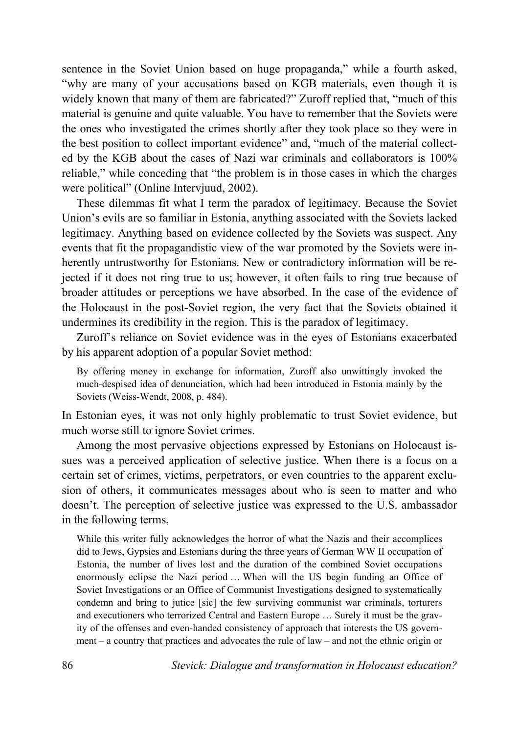sentence in the Soviet Union based on huge propaganda," while a fourth asked, "why are many of your accusations based on KGB materials, even though it is widely known that many of them are fabricated?" Zuroff replied that, "much of this material is genuine and quite valuable. You have to remember that the Soviets were the ones who investigated the crimes shortly after they took place so they were in the best position to collect important evidence" and, "much of the material collected by the KGB about the cases of Nazi war criminals and collaborators is 100% reliable," while conceding that "the problem is in those cases in which the charges were political" (Online Intervjuud, 2002).

These dilemmas fit what I term the paradox of legitimacy. Because the Soviet Union's evils are so familiar in Estonia, anything associated with the Soviets lacked legitimacy. Anything based on evidence collected by the Soviets was suspect. Any events that fit the propagandistic view of the war promoted by the Soviets were inherently untrustworthy for Estonians. New or contradictory information will be rejected if it does not ring true to us; however, it often fails to ring true because of broader attitudes or perceptions we have absorbed. In the case of the evidence of the Holocaust in the post-Soviet region, the very fact that the Soviets obtained it undermines its credibility in the region. This is the paradox of legitimacy.

Zuroff's reliance on Soviet evidence was in the eyes of Estonians exacerbated by his apparent adoption of a popular Soviet method:

> By offering money in exchange for information, Zuroff also unwittingly invoked the much-despised idea of denunciation, which had been introduced in Estonia mainly by the Soviets (Weiss-Wendt, 2008, p. 484).

In Estonian eyes, it was not only highly problematic to trust Soviet evidence, but much worse still to ignore Soviet crimes.

Among the most pervasive objections expressed by Estonians on Holocaust issues was a perceived application of selective justice. When there is a focus on a certain set of crimes, victims, perpetrators, or even countries to the apparent exclusion of others, it communicates messages about who is seen to matter and who doesn't. The perception of selective justice was expressed to the U.S. ambassador in the following terms,

> While this writer fully acknowledges the horror of what the Nazis and their accomplices did to Jews, Gypsies and Estonians during the three years of German WW II occupation of Estonia, the number of lives lost and the duration of the combined Soviet occupations enormously eclipse the Nazi period … When will the US begin funding an Office of Soviet Investigations or an Office of Communist Investigations designed to systematically condemn and bring to jutice [sic] the few surviving communist war criminals, torturers and executioners who terrorized Central and Eastern Europe … Surely it must be the gravity of the offenses and even-handed consistency of approach that interests the US government – a country that practices and advocates the rule of law – and not the ethnic origin or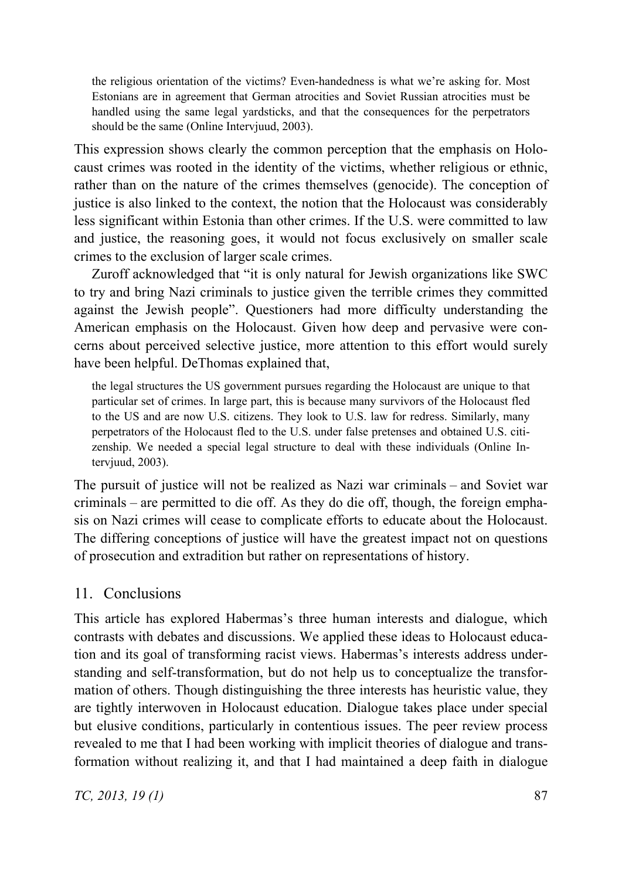> the religious orientation of the victims? Even-handedness is what we're asking for. Most Estonians are in agreement that German atrocities and Soviet Russian atrocities must be handled using the same legal yardsticks, and that the consequences for the perpetrators should be the same (Online Intervjuud, 2003).

This expression shows clearly the common perception that the emphasis on Holocaust crimes was rooted in the identity of the victims, whether religious or ethnic, rather than on the nature of the crimes themselves (genocide). The conception of justice is also linked to the context, the notion that the Holocaust was considerably less significant within Estonia than other crimes. If the U.S. were committed to law and justice, the reasoning goes, it would not focus exclusively on smaller scale crimes to the exclusion of larger scale crimes.

Zuroff acknowledged that "it is only natural for Jewish organizations like SWC to try and bring Nazi criminals to justice given the terrible crimes they committed against the Jewish people". Questioners had more difficulty understanding the American emphasis on the Holocaust. Given how deep and pervasive were concerns about perceived selective justice, more attention to this effort would surely have been helpful. DeThomas explained that,

> the legal structures the US government pursues regarding the Holocaust are unique to that particular set of crimes. In large part, this is because many survivors of the Holocaust fled to the US and are now U.S. citizens. They look to U.S. law for redress. Similarly, many perpetrators of the Holocaust fled to the U.S. under false pretenses and obtained U.S. citizenship. We needed a special legal structure to deal with these individuals (Online Intervjuud, 2003).

The pursuit of justice will not be realized as Nazi war criminals – and Soviet war criminals – are permitted to die off. As they do die off, though, the foreign emphasis on Nazi crimes will cease to complicate efforts to educate about the Holocaust. The differing conceptions of justice will have the greatest impact not on questions of prosecution and extradition but rather on representations of history.

## 11. Conclusions

This article has explored Habermas's three human interests and dialogue, which contrasts with debates and discussions. We applied these ideas to Holocaust education and its goal of transforming racist views. Habermas's interests address understanding and self-transformation, but do not help us to conceptualize the transformation of others. Though distinguishing the three interests has heuristic value, they are tightly interwoven in Holocaust education. Dialogue takes place under special but elusive conditions, particularly in contentious issues. The peer review process revealed to me that I had been working with implicit theories of dialogue and transformation without realizing it, and that I had maintained a deep faith in dialogue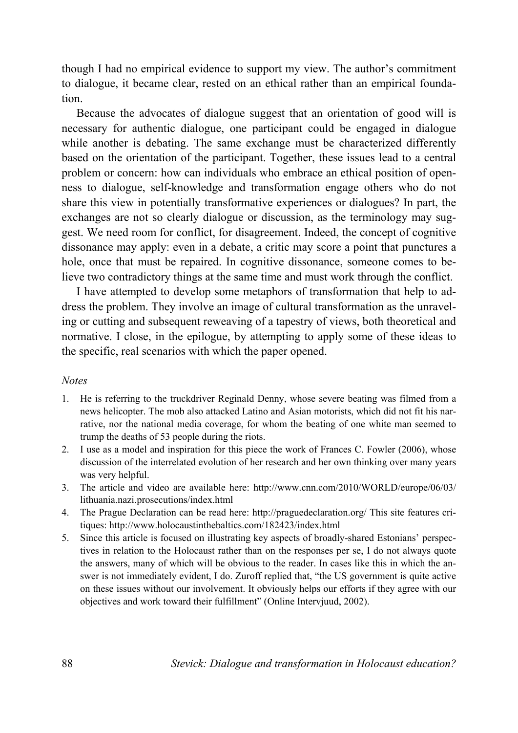though I had no empirical evidence to support my view. The author's commitment to dialogue, it became clear, rested on an ethical rather than an empirical foundation.

Because the advocates of dialogue suggest that an orientation of good will is necessary for authentic dialogue, one participant could be engaged in dialogue while another is debating. The same exchange must be characterized differently based on the orientation of the participant. Together, these issues lead to a central problem or concern: how can individuals who embrace an ethical position of openness to dialogue, self-knowledge and transformation engage others who do not share this view in potentially transformative experiences or dialogues? In part, the exchanges are not so clearly dialogue or discussion, as the terminology may suggest. We need room for conflict, for disagreement. Indeed, the concept of cognitive dissonance may apply: even in a debate, a critic may score a point that punctures a hole, once that must be repaired. In cognitive dissonance, someone comes to believe two contradictory things at the same time and must work through the conflict.

I have attempted to develop some metaphors of transformation that help to address the problem. They involve an image of cultural transformation as the unraveling or cutting and subsequent reweaving of a tapestry of views, both theoretical and normative. I close, in the epilogue, by attempting to apply some of these ideas to the specific, real scenarios with which the paper opened.

*Notes*

1. He is referring to the truckdriver Reginald Denny, whose severe beating was filmed from a news helicopter. The mob also attacked Latino and Asian motorists, which did not fit his narrative, nor the national media coverage, for whom the beating of one white man seemed to trump the deaths of 53 people during the riots.
2. I use as a model and inspiration for this piece the work of Frances C. Fowler (2006), whose discussion of the interrelated evolution of her research and her own thinking over many years was very helpful.
3. The article and video are available here: http://www.cnn.com/2010/WORLD/europe/06/03/lithuania.nazi.prosecutions/index.html
4. The Prague Declaration can be read here: http://praguedeclaration.org/ This site features critiques: http://www.holocaustinthebaltics.com/182423/index.html
5. Since this article is focused on illustrating key aspects of broadly-shared Estonians' perspectives in relation to the Holocaust rather than on the responses per se, I do not always quote the answers, many of which will be obvious to the reader. In cases like this in which the answer is not immediately evident, I do. Zuroff replied that, "the US government is quite active on these issues without our involvement. It obviously helps our efforts if they agree with our objectives and work toward their fulfillment" (Online Intervjuud, 2002).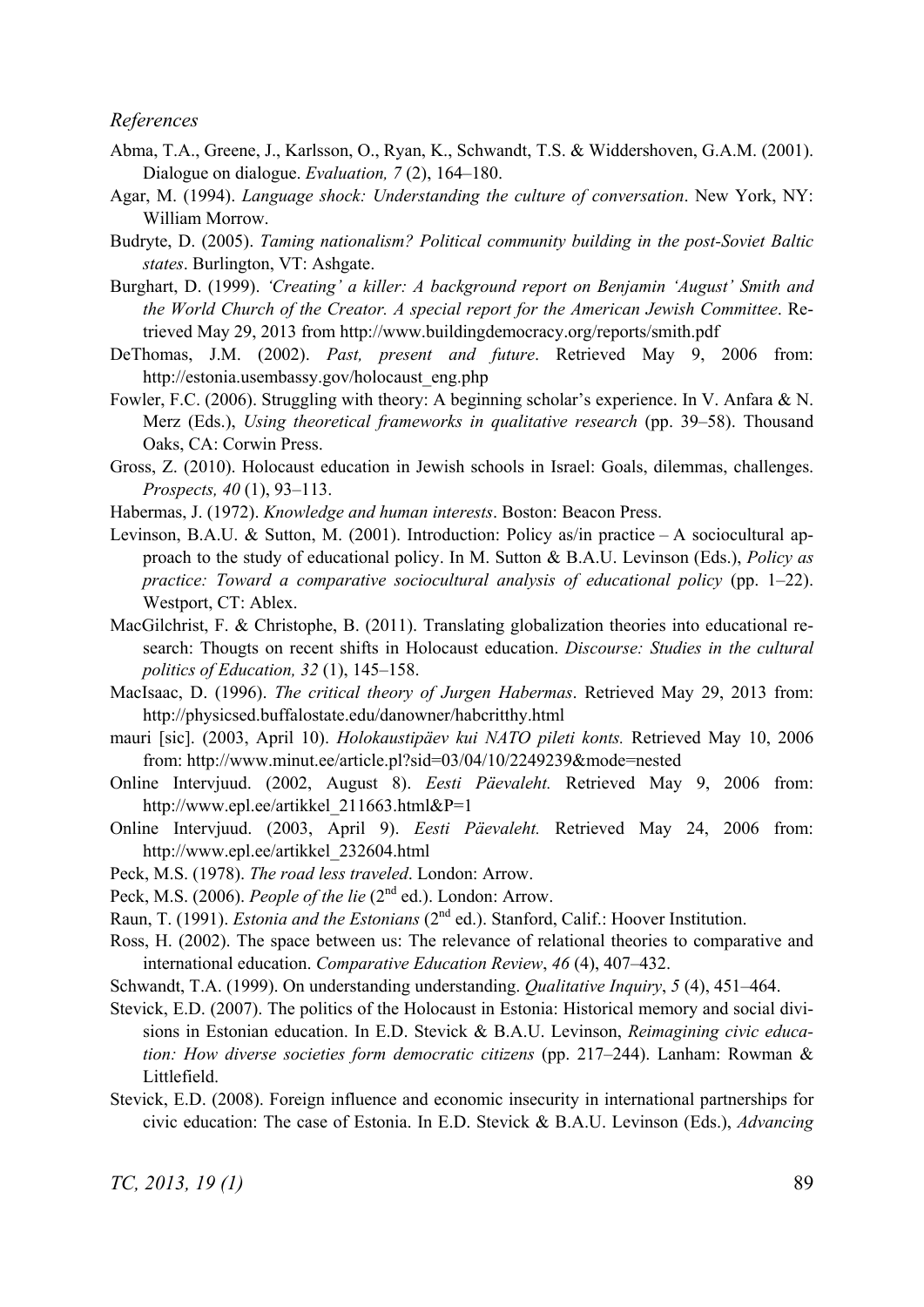*References*

Abma, T.A., Greene, J., Karlsson, O., Ryan, K., Schwandt, T.S. & Widdershoven, G.A.M. (2001). Dialogue on dialogue. *Evaluation, 7* (2), 164–180.

Agar, M. (1994). *Language shock: Understanding the culture of conversation*. New York, NY: William Morrow.

Budryte, D. (2005). *Taming nationalism? Political community building in the post-Soviet Baltic states*. Burlington, VT: Ashgate.

Burghart, D. (1999). *'Creating' a killer: A background report on Benjamin 'August' Smith and the World Church of the Creator. A special report for the American Jewish Committee*. Retrieved May 29, 2013 from http://www.buildingdemocracy.org/reports/smith.pdf

DeThomas, J.M. (2002). *Past, present and future*. Retrieved May 9, 2006 from: http://estonia.usembassy.gov/holocaust_eng.php

Fowler, F.C. (2006). Struggling with theory: A beginning scholar's experience. In V. Anfara & N. Merz (Eds.), *Using theoretical frameworks in qualitative research* (pp. 39–58). Thousand Oaks, CA: Corwin Press.

Gross, Z. (2010). Holocaust education in Jewish schools in Israel: Goals, dilemmas, challenges. *Prospects, 40* (1), 93–113.

Habermas, J. (1972). *Knowledge and human interests*. Boston: Beacon Press.

Levinson, B.A.U. & Sutton, M. (2001). Introduction: Policy as/in practice – A sociocultural approach to the study of educational policy. In M. Sutton & B.A.U. Levinson (Eds.), *Policy as practice: Toward a comparative sociocultural analysis of educational policy* (pp. 1–22). Westport, CT: Ablex.

MacGilchrist, F. & Christophe, B. (2011). Translating globalization theories into educational research: Thougts on recent shifts in Holocaust education. *Discourse: Studies in the cultural politics of Education, 32* (1), 145–158.

MacIsaac, D. (1996). *The critical theory of Jurgen Habermas*. Retrieved May 29, 2013 from: http://physicsed.buffalostate.edu/danowner/habcritthy.html

mauri [sic]. (2003, April 10). *Holokaustipäev kui NATO pileti konts.* Retrieved May 10, 2006 from: http://www.minut.ee/article.pl?sid=03/04/10/2249239&mode=nested

Online Intervjuud. (2002, August 8). *Eesti Päevaleht.* Retrieved May 9, 2006 from: http://www.epl.ee/artikkel_211663.html&P=1

Online Intervjuud. (2003, April 9). *Eesti Päevaleht.* Retrieved May 24, 2006 from: http://www.epl.ee/artikkel_232604.html

Peck, M.S. (1978). *The road less traveled*. London: Arrow.

Peck, M.S. (2006). *People of the lie* (2nd ed.). London: Arrow.

Raun, T. (1991). *Estonia and the Estonians* (2nd ed.). Stanford, Calif.: Hoover Institution.

Ross, H. (2002). The space between us: The relevance of relational theories to comparative and international education. *Comparative Education Review*, *46* (4), 407–432.

Schwandt, T.A. (1999). On understanding understanding. *Qualitative Inquiry*, *5* (4), 451–464.

Stevick, E.D. (2007). The politics of the Holocaust in Estonia: Historical memory and social divisions in Estonian education. In E.D. Stevick & B.A.U. Levinson, *Reimagining civic education: How diverse societies form democratic citizens* (pp. 217–244). Lanham: Rowman & Littlefield.

Stevick, E.D. (2008). Foreign influence and economic insecurity in international partnerships for civic education: The case of Estonia. In E.D. Stevick & B.A.U. Levinson (Eds.), *Advancing*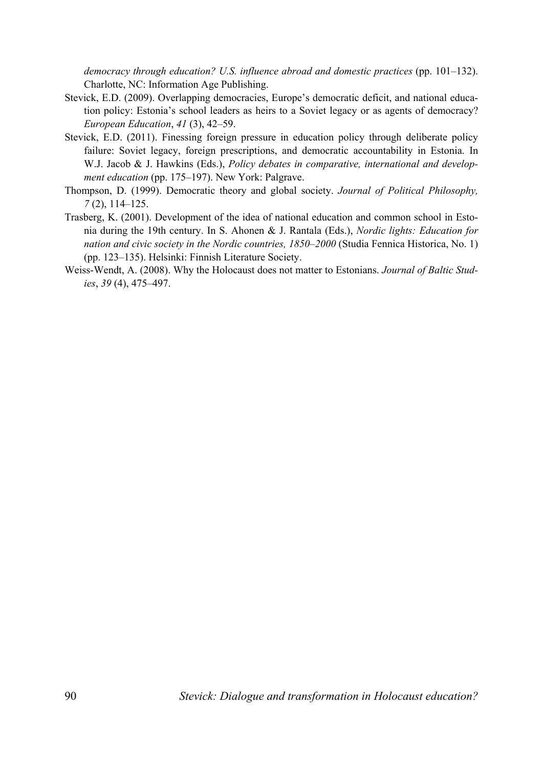*democracy through education? U.S. influence abroad and domestic practices* (pp. 101–132). Charlotte, NC: Information Age Publishing.

Stevick, E.D. (2009). Overlapping democracies, Europe's democratic deficit, and national education policy: Estonia's school leaders as heirs to a Soviet legacy or as agents of democracy? *European Education*, *41* (3), 42–59.

Stevick, E.D. (2011). Finessing foreign pressure in education policy through deliberate policy failure: Soviet legacy, foreign prescriptions, and democratic accountability in Estonia. In W.J. Jacob & J. Hawkins (Eds.), *Policy debates in comparative, international and development education* (pp. 175–197). New York: Palgrave.

Thompson, D. (1999). Democratic theory and global society. *Journal of Political Philosophy, 7* (2), 114–125.

Trasberg, K. (2001). Development of the idea of national education and common school in Estonia during the 19th century. In S. Ahonen & J. Rantala (Eds.), *Nordic lights: Education for nation and civic society in the Nordic countries, 1850–2000* (Studia Fennica Historica, No. 1) (pp. 123–135). Helsinki: Finnish Literature Society.

Weiss-Wendt, A. (2008). Why the Holocaust does not matter to Estonians. *Journal of Baltic Studies*, *39* (4), 475–497.